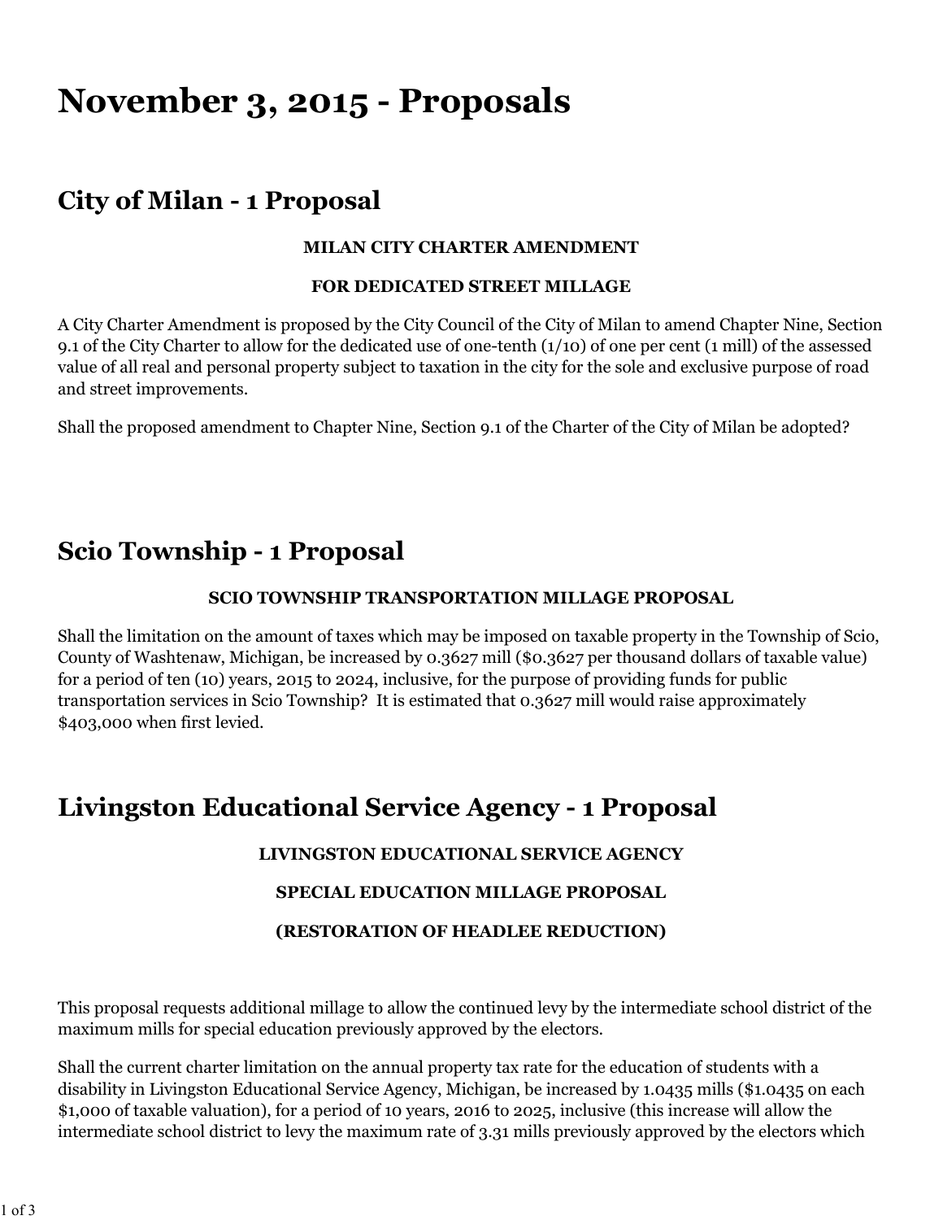# November 3, 2015 - Proposals

## City of Milan - 1 Proposal

**MILAN CITY CHARTER AMENDMENT**

**FOR DEDICATED STREET MILLAGE**

A City Charter Amendment is proposed by the City Council of the City of Milan to amend Chapter Nine, Section 9.1 of the City Charter to allow for the dedicated use of one-tenth (1/10) of one per cent (1 mill) of the assessed value of all real and personal property subject to taxation in the city for the sole and exclusive purpose of road and street improvements.

Shall the proposed amendment to Chapter Nine, Section 9.1 of the Charter of the City of Milan be adopted?

## Scio Township - 1 Proposal

**SCIO TOWNSHIP TRANSPORTATION MILLAGE PROPOSAL**

Shall the limitation on the amount of taxes which may be imposed on taxable property in the Township of Scio, County of Washtenaw, Michigan, be increased by 0.3627 mill ($0.3627 per thousand dollars of taxable value) for a period of ten (10) years, 2015 to 2024, inclusive, for the purpose of providing funds for public transportation services in Scio Township? It is estimated that 0.3627 mill would raise approximately $403,000 when first levied.

## Livingston Educational Service Agency - 1 Proposal

**LIVINGSTON EDUCATIONAL SERVICE AGENCY**

**SPECIAL EDUCATION MILLAGE PROPOSAL**

**(RESTORATION OF HEADLEE REDUCTION)**

This proposal requests additional millage to allow the continued levy by the intermediate school district of the maximum mills for special education previously approved by the electors.

Shall the current charter limitation on the annual property tax rate for the education of students with a disability in Livingston Educational Service Agency, Michigan, be increased by 1.0435 mills ($1.0435 on each $1,000 of taxable valuation), for a period of 10 years, 2016 to 2025, inclusive (this increase will allow the intermediate school district to levy the maximum rate of 3.31 mills previously approved by the electors which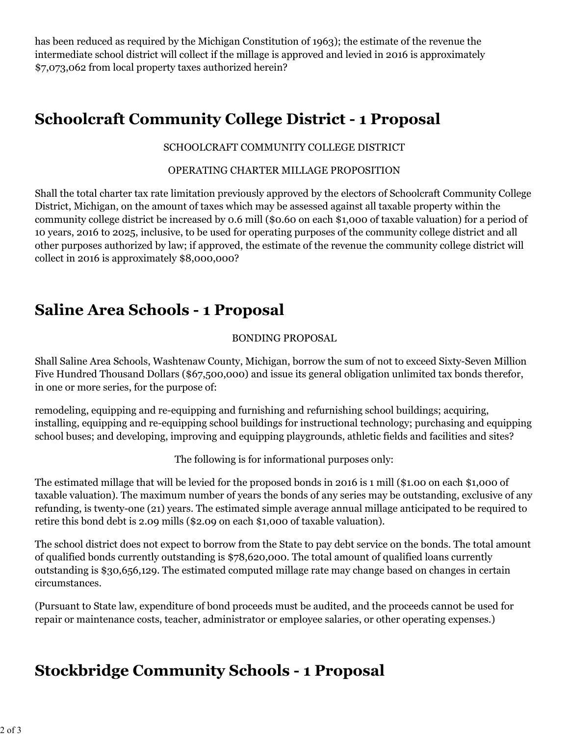has been reduced as required by the Michigan Constitution of 1963); the estimate of the revenue the intermediate school district will collect if the millage is approved and levied in 2016 is approximately $7,073,062 from local property taxes authorized herein?

## Schoolcraft Community College District - 1 Proposal

SCHOOLCRAFT COMMUNITY COLLEGE DISTRICT

OPERATING CHARTER MILLAGE PROPOSITION

Shall the total charter tax rate limitation previously approved by the electors of Schoolcraft Community College District, Michigan, on the amount of taxes which may be assessed against all taxable property within the community college district be increased by 0.6 mill ($0.60 on each $1,000 of taxable valuation) for a period of 10 years, 2016 to 2025, inclusive, to be used for operating purposes of the community college district and all other purposes authorized by law; if approved, the estimate of the revenue the community college district will collect in 2016 is approximately $8,000,000?

## Saline Area Schools - 1 Proposal

BONDING PROPOSAL

Shall Saline Area Schools, Washtenaw County, Michigan, borrow the sum of not to exceed Sixty-Seven Million Five Hundred Thousand Dollars ($67,500,000) and issue its general obligation unlimited tax bonds therefor, in one or more series, for the purpose of:

remodeling, equipping and re-equipping and furnishing and refurnishing school buildings; acquiring, installing, equipping and re-equipping school buildings for instructional technology; purchasing and equipping school buses; and developing, improving and equipping playgrounds, athletic fields and facilities and sites?

The following is for informational purposes only:

The estimated millage that will be levied for the proposed bonds in 2016 is 1 mill ($1.00 on each $1,000 of taxable valuation). The maximum number of years the bonds of any series may be outstanding, exclusive of any refunding, is twenty-one (21) years. The estimated simple average annual millage anticipated to be required to retire this bond debt is 2.09 mills ($2.09 on each $1,000 of taxable valuation).

The school district does not expect to borrow from the State to pay debt service on the bonds. The total amount of qualified bonds currently outstanding is $78,620,000. The total amount of qualified loans currently outstanding is $30,656,129. The estimated computed millage rate may change based on changes in certain circumstances.

(Pursuant to State law, expenditure of bond proceeds must be audited, and the proceeds cannot be used for repair or maintenance costs, teacher, administrator or employee salaries, or other operating expenses.)

## Stockbridge Community Schools - 1 Proposal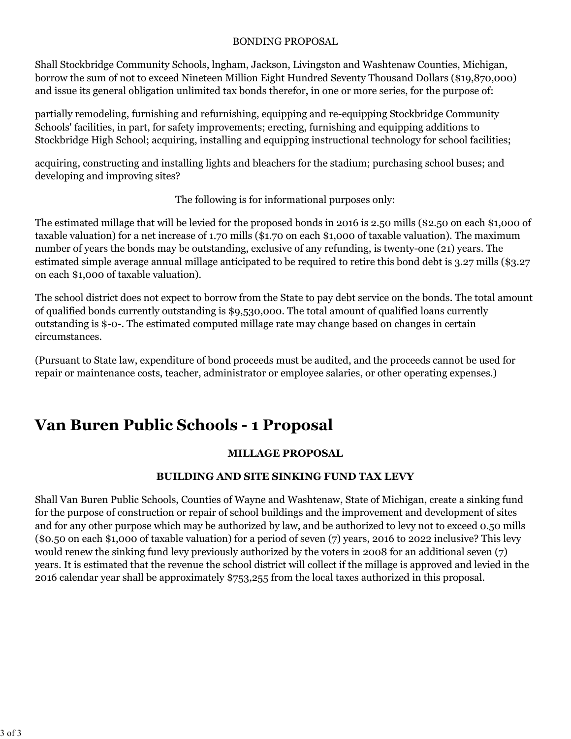BONDING PROPOSAL

Shall Stockbridge Community Schools, lngham, Jackson, Livingston and Washtenaw Counties, Michigan, borrow the sum of not to exceed Nineteen Million Eight Hundred Seventy Thousand Dollars ($19,870,000) and issue its general obligation unlimited tax bonds therefor, in one or more series, for the purpose of:

partially remodeling, furnishing and refurnishing, equipping and re-equipping Stockbridge Community Schools' facilities, in part, for safety improvements; erecting, furnishing and equipping additions to Stockbridge High School; acquiring, installing and equipping instructional technology for school facilities;

acquiring, constructing and installing lights and bleachers for the stadium; purchasing school buses; and developing and improving sites?

The following is for informational purposes only:

The estimated millage that will be levied for the proposed bonds in 2016 is 2.50 mills ($2.50 on each $1,000 of taxable valuation) for a net increase of 1.70 mills ($1.70 on each $1,000 of taxable valuation). The maximum number of years the bonds may be outstanding, exclusive of any refunding, is twenty-one (21) years. The estimated simple average annual millage anticipated to be required to retire this bond debt is 3.27 mills ($3.27 on each $1,000 of taxable valuation).

The school district does not expect to borrow from the State to pay debt service on the bonds. The total amount of qualified bonds currently outstanding is $9,530,000. The total amount of qualified loans currently outstanding is $-0-. The estimated computed millage rate may change based on changes in certain circumstances.

(Pursuant to State law, expenditure of bond proceeds must be audited, and the proceeds cannot be used for repair or maintenance costs, teacher, administrator or employee salaries, or other operating expenses.)

## Van Buren Public Schools - 1 Proposal

**MILLAGE PROPOSAL**

**BUILDING AND SITE SINKING FUND TAX LEVY**

Shall Van Buren Public Schools, Counties of Wayne and Washtenaw, State of Michigan, create a sinking fund for the purpose of construction or repair of school buildings and the improvement and development of sites and for any other purpose which may be authorized by law, and be authorized to levy not to exceed 0.50 mills ($0.50 on each $1,000 of taxable valuation) for a period of seven (7) years, 2016 to 2022 inclusive? This levy would renew the sinking fund levy previously authorized by the voters in 2008 for an additional seven (7) years. It is estimated that the revenue the school district will collect if the millage is approved and levied in the 2016 calendar year shall be approximately $753,255 from the local taxes authorized in this proposal.